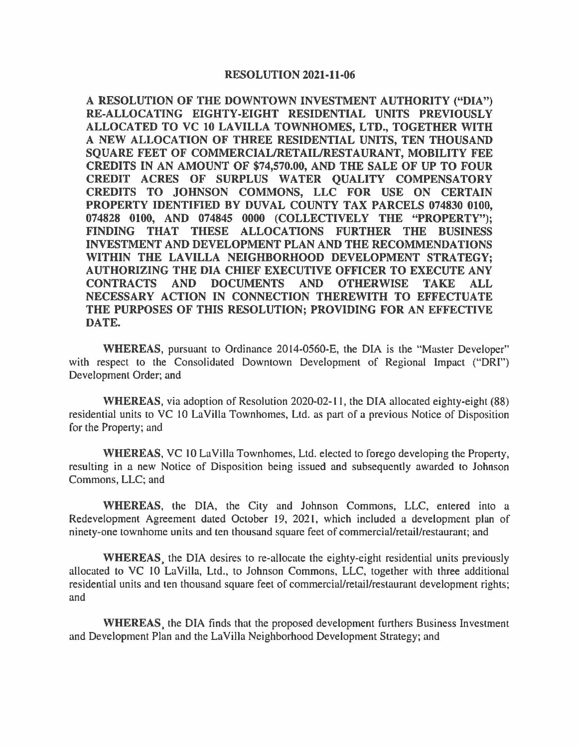# RESOLUTION 2021-11-06

**A RESOLUTION OF THE DOWNTOWN INVESTMENT AUTHORITY ("DIA") RE-ALLOCATING EIGHTY-EIGHT RESIDENTIAL UNITS PREVIOUSLY ALLOCATED TO VC 10 LAVILLA TOWNHOMES, LTD., TOGETHER WITH A NEW ALLOCATION OF THREE RESIDENTIAL UNITS, TEN THOUSAND SQUARE FEET OF COMMERCIAL/RETAIL/RESTAURANT, MOBILITY FEE CREDITS IN AN AMOUNT OF $74,570.00, AND THE SALE OF UP TO FOUR CREDIT ACRES OF SURPLUS WATER QUALITY COMPENSATORY CREDITS TO JOHNSON COMMONS, LLC FOR USE ON CERTAIN PROPERTY IDENTIFIED BY DUVAL COUNTY TAX PARCELS 074830 0100, 074828 0100, AND 074845 0000 (COLLECTIVELY THE "PROPERTY"); FINDING THAT THESE ALLOCATIONS FURTHER THE BUSINESS INVESTMENT AND DEVELOPMENT PLAN AND THE RECOMMENDATIONS WITHIN THE LAVILLA NEIGHBORHOOD DEVELOPMENT STRATEGY; AUTHORIZING THE DIA CHIEF EXECUTIVE OFFICER TO EXECUTE ANY CONTRACTS AND DOCUMENTS AND OTHERWISE TAKE ALL NECESSARY ACTION IN CONNECTION THEREWITH TO EFFECTUATE THE PURPOSES OF THIS RESOLUTION; PROVIDING FOR AN EFFECTIVE DATE.**

**WHEREAS**, pursuant to Ordinance 2014-0560-E, the DIA is the "Master Developer" with respect to the Consolidated Downtown Development of Regional Impact ("DRI") Development Order; and

**WHEREAS**, via adoption of Resolution 2020-02-11, the DIA allocated eighty-eight (88) residential units to VC 10 LaVilla Townhomes, Ltd. as part of a previous Notice of Disposition for the Property; and

**WHEREAS**, VC 10 LaVilla Townhomes, Ltd. elected to forego developing the Property, resulting in a new Notice of Disposition being issued and subsequently awarded to Johnson Commons, LLC; and

**WHEREAS**, the DIA, the City and Johnson Commons, LLC, entered into a Redevelopment Agreement dated October 19, 2021, which included a development plan of ninety-one townhome units and ten thousand square feet of commercial/retail/restaurant; and

**WHEREAS**, the DIA desires to re-allocate the eighty-eight residential units previously allocated to VC 10 LaVilla, Ltd., to Johnson Commons, LLC, together with three additional residential units and ten thousand square feet of commercial/retail/restaurant development rights; and

**WHEREAS**, the DIA finds that the proposed development furthers Business Investment and Development Plan and the LaVilla Neighborhood Development Strategy; and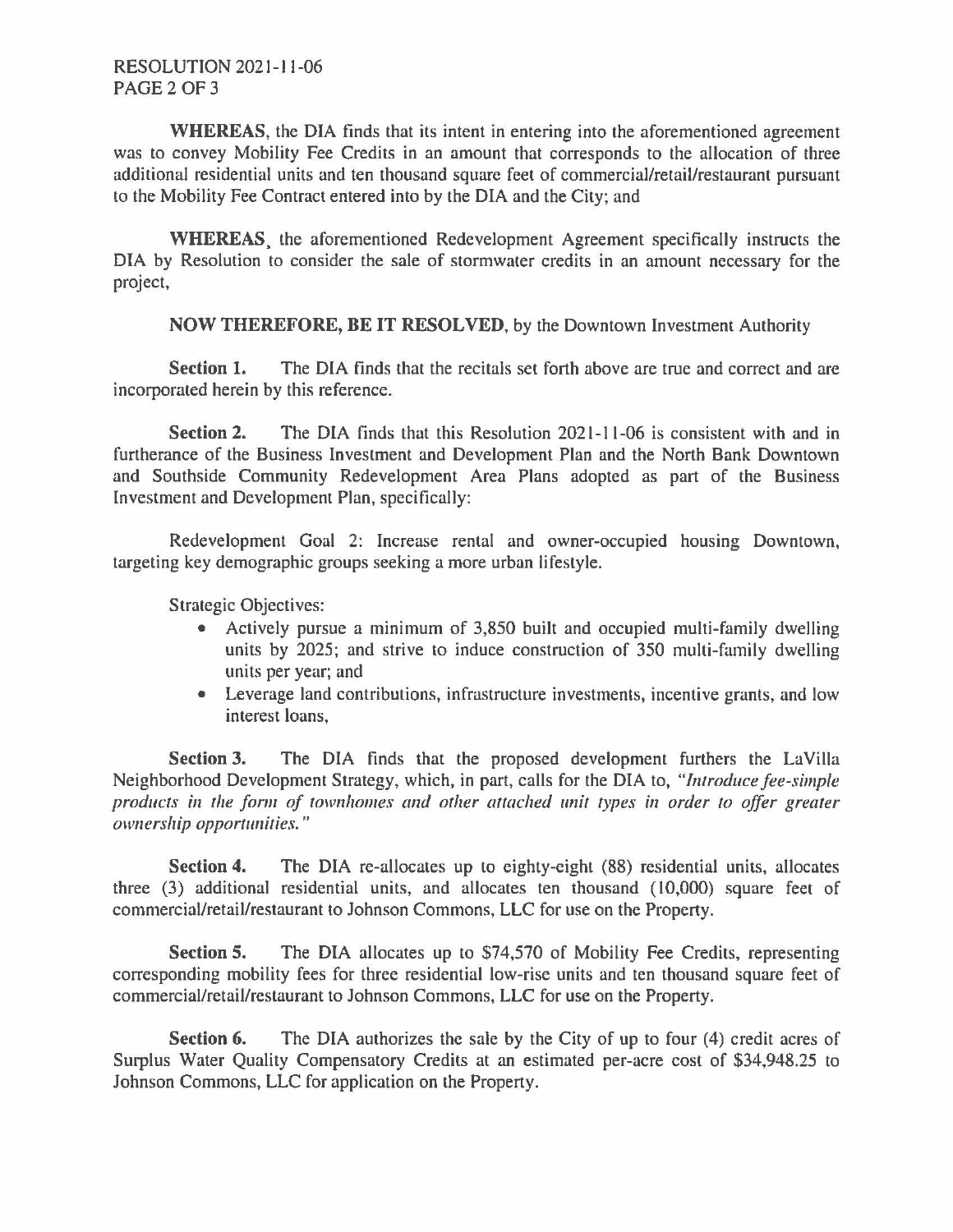**WHEREAS**, the DIA finds that its intent in entering into the aforementioned agreement was to convey Mobility Fee Credits in an amount that corresponds to the allocation of three additional residential units and ten thousand square feet of commercial/retail/restaurant pursuant to the Mobility Fee Contract entered into by the DIA and the City; and

**WHEREAS**, the aforementioned Redevelopment Agreement specifically instructs the DIA by Resolution to consider the sale of stormwater credits in an amount necessary for the project,

**NOW THEREFORE, BE IT RESOLVED**, by the Downtown Investment Authority

**Section 1.** The DIA finds that the recitals set forth above are true and correct and are incorporated herein by this reference.

**Section 2.** The DIA finds that this Resolution 2021-11-06 is consistent with and in furtherance of the Business Investment and Development Plan and the North Bank Downtown and Southside Community Redevelopment Area Plans adopted as part of the Business Investment and Development Plan, specifically:

Redevelopment Goal 2: Increase rental and owner-occupied housing Downtown, targeting key demographic groups seeking a more urban lifestyle.

Strategic Objectives:

- Actively pursue a minimum of 3,850 built and occupied multi-family dwelling units by 2025; and strive to induce construction of 350 multi-family dwelling units per year; and
- Leverage land contributions, infrastructure investments, incentive grants, and low interest loans,

**Section 3.** The DIA finds that the proposed development furthers the LaVilla Neighborhood Development Strategy, which, in part, calls for the DIA to, "*Introduce fee-simple products in the form of townhomes and other attached unit types in order to offer greater ownership opportunities.*"

**Section 4.** The DIA re-allocates up to eighty-eight (88) residential units, allocates three (3) additional residential units, and allocates ten thousand (10,000) square feet of commercial/retail/restaurant to Johnson Commons, LLC for use on the Property.

**Section 5.** The DIA allocates up to $74,570 of Mobility Fee Credits, representing corresponding mobility fees for three residential low-rise units and ten thousand square feet of commercial/retail/restaurant to Johnson Commons, LLC for use on the Property.

**Section 6.** The DIA authorizes the sale by the City of up to four (4) credit acres of Surplus Water Quality Compensatory Credits at an estimated per-acre cost of $34,948.25 to Johnson Commons, LLC for application on the Property.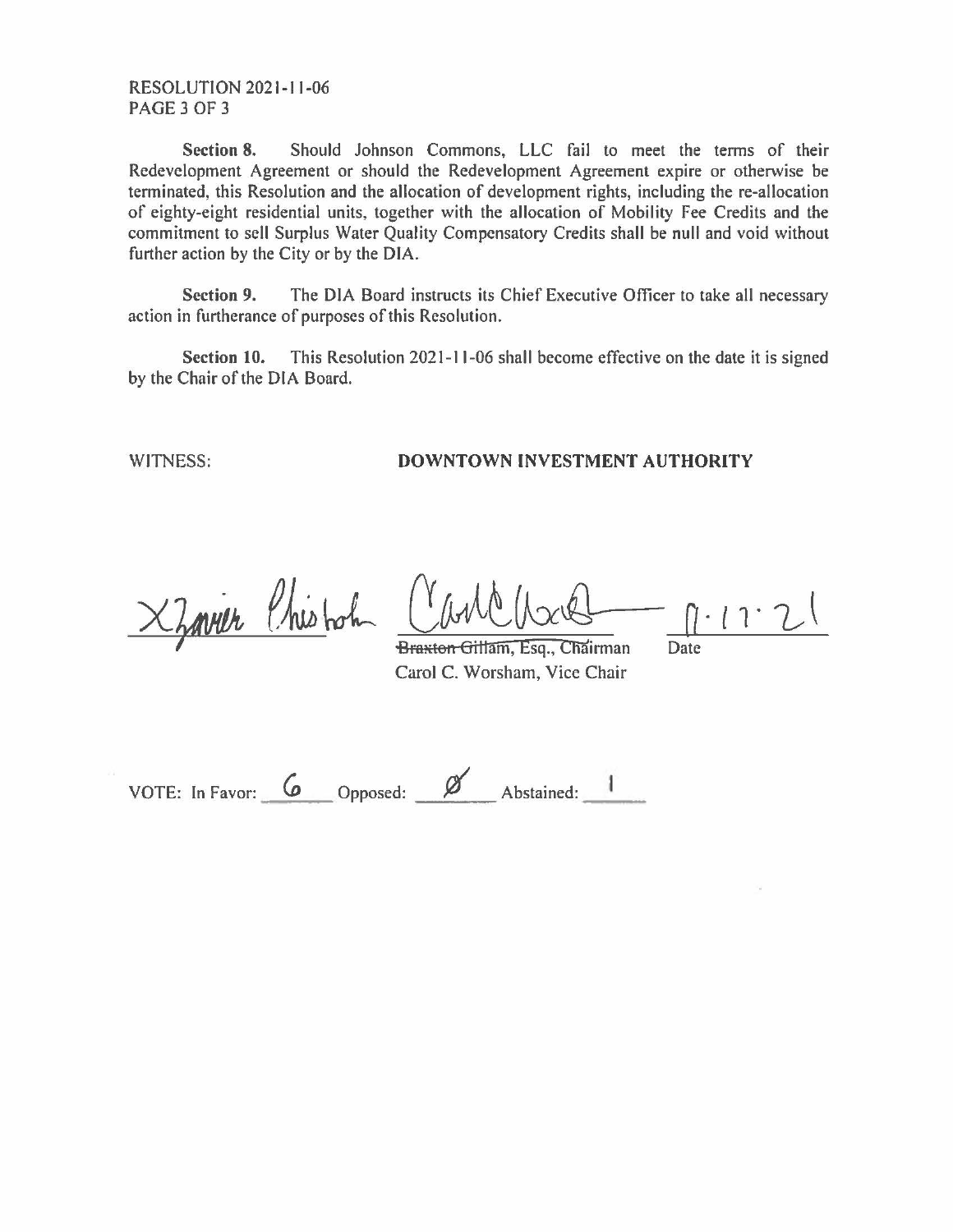RESOLUTION 2021-11-06

**Section 8.** Should Johnson Commons, LLC fail to meet the terms of their Redevelopment Agreement or should the Redevelopment Agreement expire or otherwise be terminated, this Resolution and the allocation of development rights, including the re-allocation of eighty-eight residential units, together with the allocation of Mobility Fee Credits and the commitment to sell Surplus Water Quality Compensatory Credits shall be null and void without further action by the City or by the DIA.

**Section 9.** The DIA Board instructs its Chief Executive Officer to take all necessary action in furtherance of purposes of this Resolution.

**Section 10.** This Resolution 2021-11-06 shall become effective on the date it is signed by the Chair of the DIA Board.

WITNESS: **DOWNTOWN INVESTMENT AUTHORITY**

~~Braxton Gillam, Esq., Chairman~~
Carol C. Worsham, Vice Chair

Date: 11.17.21

VOTE: In Favor: 6 Opposed: Ø Abstained: 1